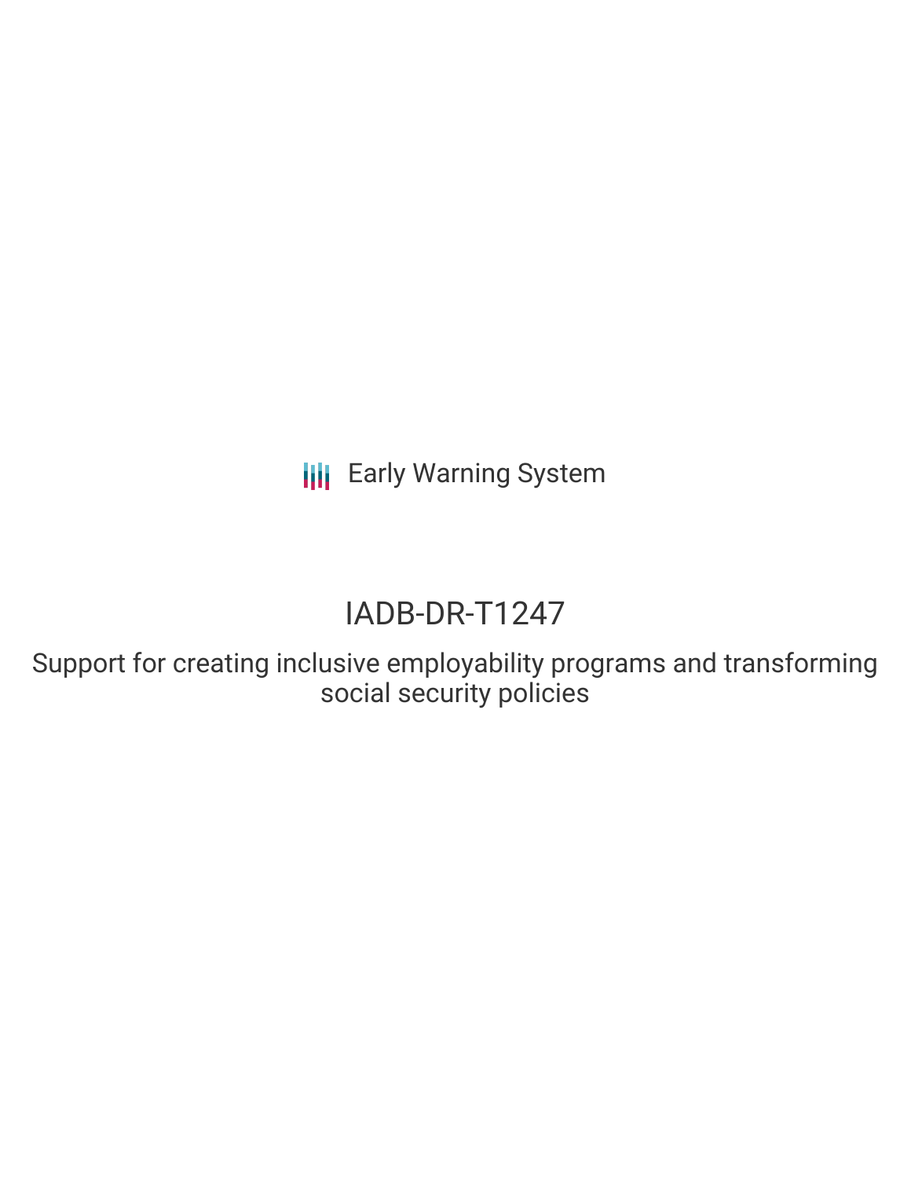Early Warning System

# IADB-DR-T1247

## Support for creating inclusive employability programs and transforming social security policies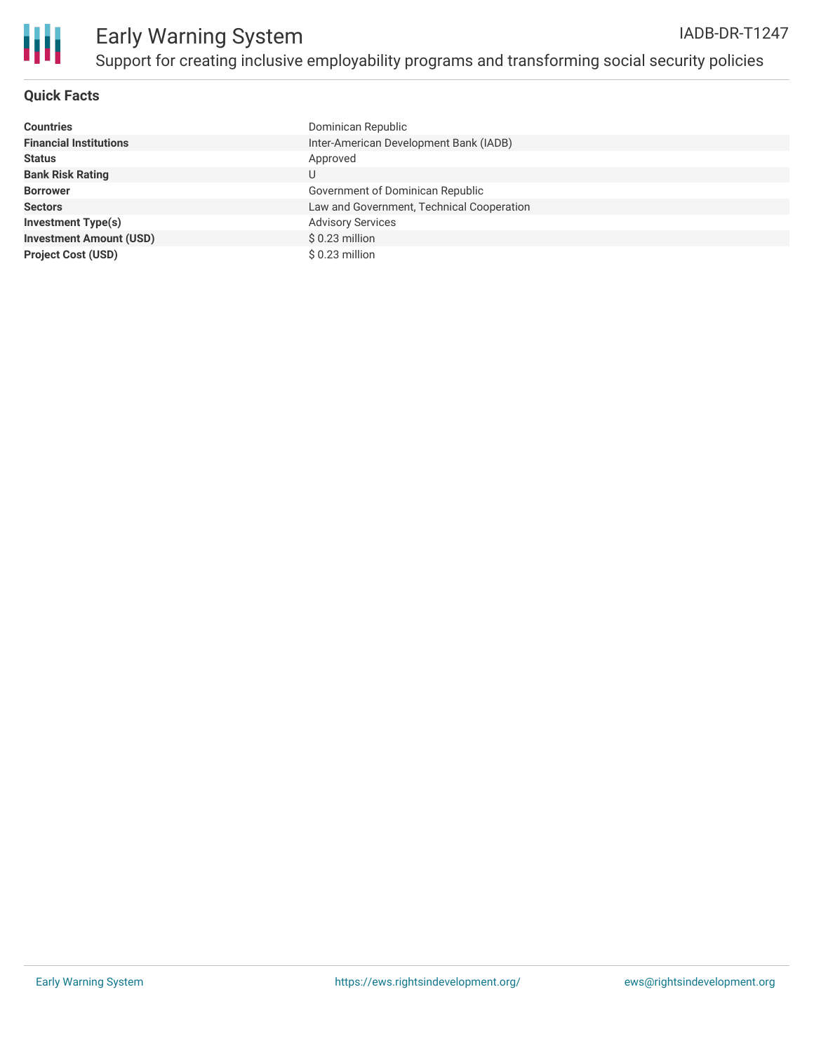# Early Warning System

## Support for creating inclusive employability programs and transforming social security policies

IADB-DR-T1247

### Quick Facts

| | |
|---|---|
| **Countries** | Dominican Republic |
| **Financial Institutions** | Inter-American Development Bank (IADB) |
| **Status** | Approved |
| **Bank Risk Rating** | U |
| **Borrower** | Government of Dominican Republic |
| **Sectors** | Law and Government, Technical Cooperation |
| **Investment Type(s)** | Advisory Services |
| **Investment Amount (USD)** | $ 0.23 million |
| **Project Cost (USD)** | $ 0.23 million |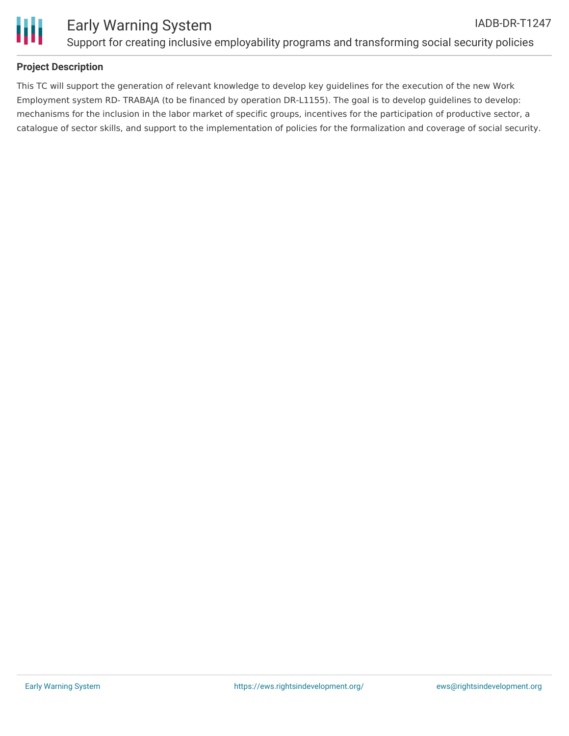## Project Description

This TC will support the generation of relevant knowledge to develop key guidelines for the execution of the new Work Employment system RD- TRABAJA (to be financed by operation DR-L1155). The goal is to develop guidelines to develop: mechanisms for the inclusion in the labor market of specific groups, incentives for the participation of productive sector, a catalogue of sector skills, and support to the implementation of policies for the formalization and coverage of social security.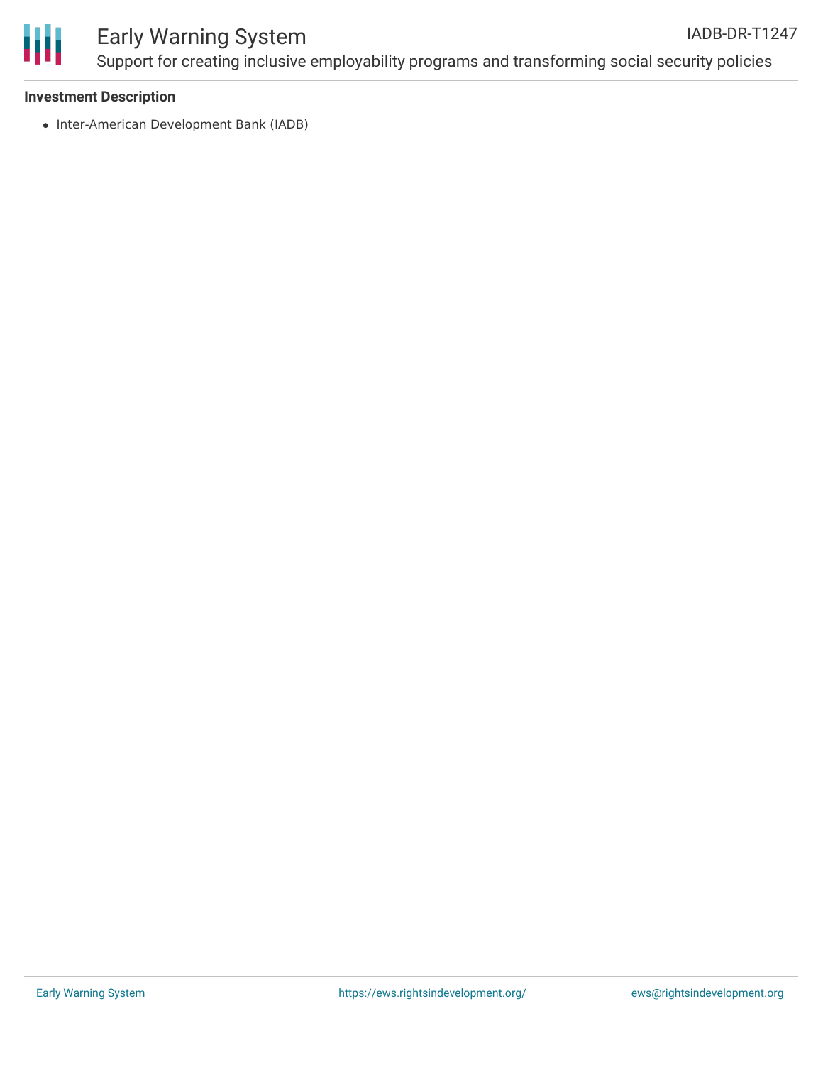### Investment Description

- Inter-American Development Bank (IADB)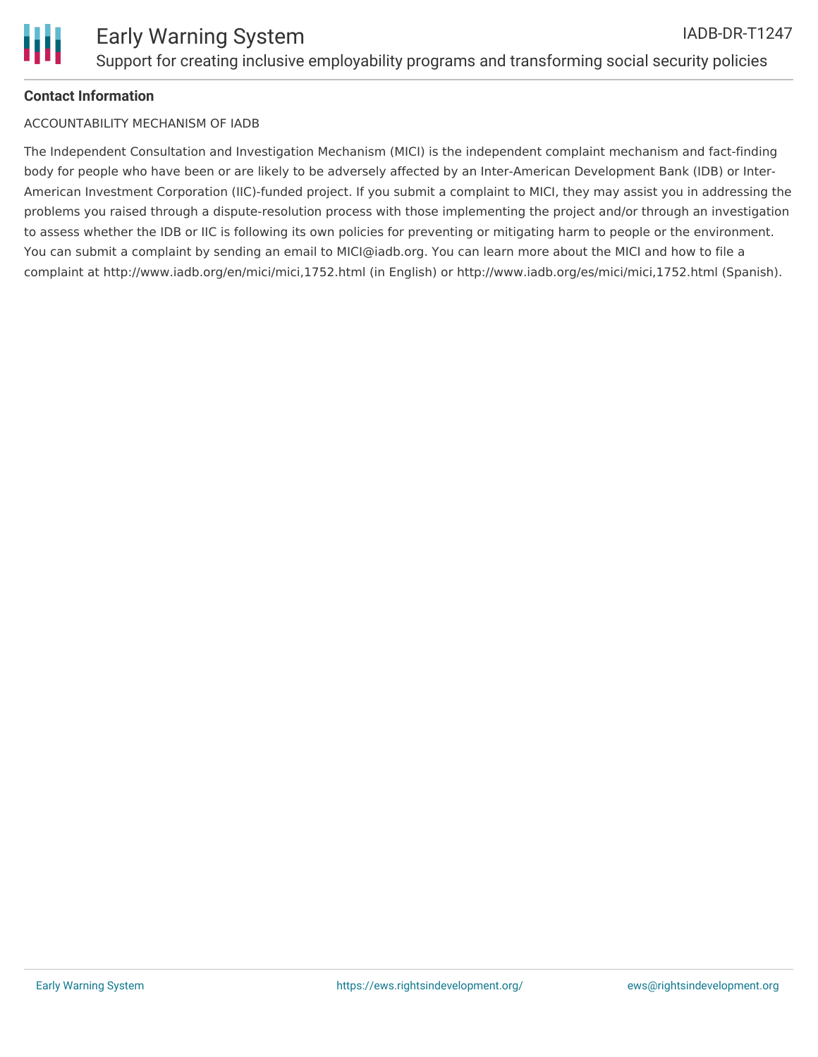**Contact Information**

ACCOUNTABILITY MECHANISM OF IADB

The Independent Consultation and Investigation Mechanism (MICI) is the independent complaint mechanism and fact-finding body for people who have been or are likely to be adversely affected by an Inter-American Development Bank (IDB) or Inter-American Investment Corporation (IIC)-funded project. If you submit a complaint to MICI, they may assist you in addressing the problems you raised through a dispute-resolution process with those implementing the project and/or through an investigation to assess whether the IDB or IIC is following its own policies for preventing or mitigating harm to people or the environment. You can submit a complaint by sending an email to MICI@iadb.org. You can learn more about the MICI and how to file a complaint at http://www.iadb.org/en/mici/mici,1752.html (in English) or http://www.iadb.org/es/mici/mici,1752.html (Spanish).